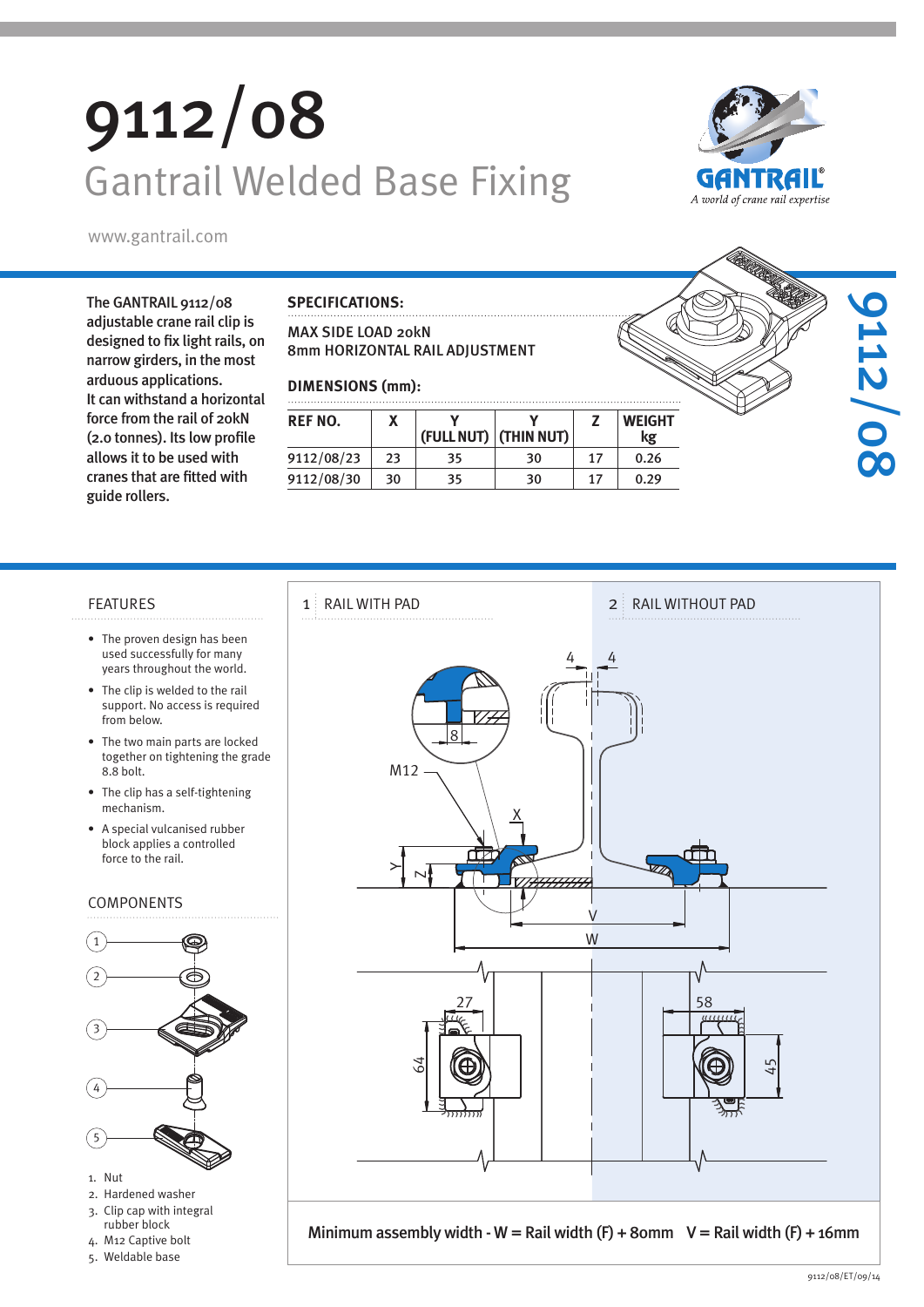# 9112/08

## Gantrail Welded Base Fixing

www.gantrail.com

The GANTRAIL 9112/08 adjustable crane rail clip is designed to fix light rails, on narrow girders, in the most arduous applications. It can withstand a horizontal force from the rail of 20kN (2.0 tonnes). Its low profile allows it to be used with cranes that are fitted with guide rollers.

### SPECIFICATIONS:

MAX SIDE LOAD 20kN
8mm HORIZONTAL RAIL ADJUSTMENT

### DIMENSIONS (mm):

| REF NO. | X | Y (FULL NUT) | Y (THIN NUT) | Z | WEIGHT kg |
|---|---|---|---|---|---|
| 9112/08/23 | 23 | 35 | 30 | 17 | 0.26 |
| 9112/08/30 | 30 | 35 | 30 | 17 | 0.29 |

### FEATURES

- The proven design has been used successfully for many years throughout the world.
- The clip is welded to the rail support. No access is required from below.
- The two main parts are locked together on tightening the grade 8.8 bolt.
- The clip has a self-tightening mechanism.
- A special vulcanised rubber block applies a controlled force to the rail.

### COMPONENTS

1. Nut
2. Hardened washer
3. Clip cap with integral rubber block
4. M12 Captive bolt
5. Weldable base

1 RAIL WITH PAD

2 RAIL WITHOUT PAD

Minimum assembly width - W = Rail width (F) + 80mm   V = Rail width (F) + 16mm

9112/08/ET/09/14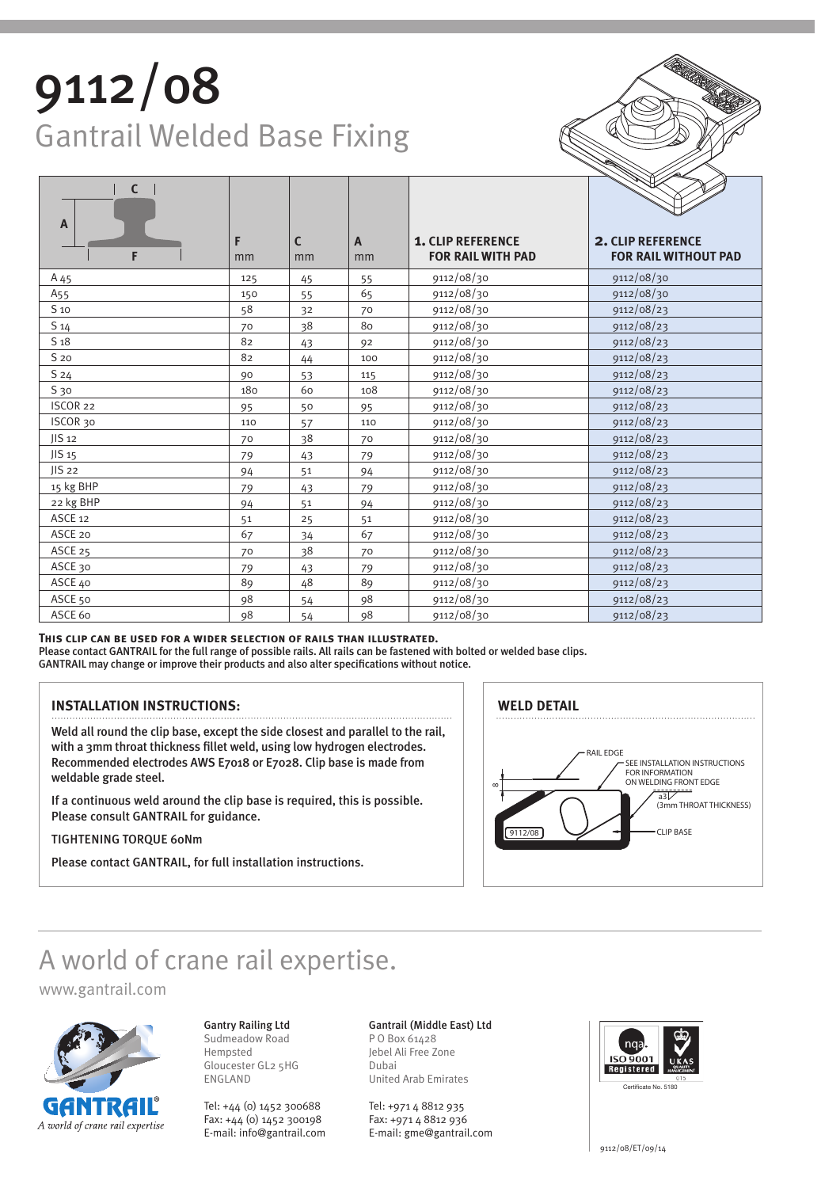# 9112/08

## Gantrail Welded Base Fixing

| C / A / F | F mm | C mm | A mm | 1. CLIP REFERENCE FOR RAIL WITH PAD | 2. CLIP REFERENCE FOR RAIL WITHOUT PAD |
|---|---|---|---|---|---|
| A 45 | 125 | 45 | 55 | 9112/08/30 | 9112/08/30 |
| A55 | 150 | 55 | 65 | 9112/08/30 | 9112/08/30 |
| S 10 | 58 | 32 | 70 | 9112/08/30 | 9112/08/23 |
| S 14 | 70 | 38 | 80 | 9112/08/30 | 9112/08/23 |
| S 18 | 82 | 43 | 92 | 9112/08/30 | 9112/08/23 |
| S 20 | 82 | 44 | 100 | 9112/08/30 | 9112/08/23 |
| S 24 | 90 | 53 | 115 | 9112/08/30 | 9112/08/23 |
| S 30 | 180 | 60 | 108 | 9112/08/30 | 9112/08/23 |
| ISCOR 22 | 95 | 50 | 95 | 9112/08/30 | 9112/08/23 |
| ISCOR 30 | 110 | 57 | 110 | 9112/08/30 | 9112/08/23 |
| JIS 12 | 70 | 38 | 70 | 9112/08/30 | 9112/08/23 |
| JIS 15 | 79 | 43 | 79 | 9112/08/30 | 9112/08/23 |
| JIS 22 | 94 | 51 | 94 | 9112/08/30 | 9112/08/23 |
| 15 kg BHP | 79 | 43 | 79 | 9112/08/30 | 9112/08/23 |
| 22 kg BHP | 94 | 51 | 94 | 9112/08/30 | 9112/08/23 |
| ASCE 12 | 51 | 25 | 51 | 9112/08/30 | 9112/08/23 |
| ASCE 20 | 67 | 34 | 67 | 9112/08/30 | 9112/08/23 |
| ASCE 25 | 70 | 38 | 70 | 9112/08/30 | 9112/08/23 |
| ASCE 30 | 79 | 43 | 79 | 9112/08/30 | 9112/08/23 |
| ASCE 40 | 89 | 48 | 89 | 9112/08/30 | 9112/08/23 |
| ASCE 50 | 98 | 54 | 98 | 9112/08/30 | 9112/08/23 |
| ASCE 60 | 98 | 54 | 98 | 9112/08/30 | 9112/08/23 |

**This clip can be used for a wider selection of rails than illustrated.**
Please contact GANTRAIL for the full range of possible rails. All rails can be fastened with bolted or welded base clips.
GANTRAIL may change or improve their products and also alter specifications without notice.

### INSTALLATION INSTRUCTIONS:

**Weld all round the clip base, except the side closest and parallel to the rail, with a 3mm throat thickness fillet weld, using low hydrogen electrodes. Recommended electrodes AWS E7018 or E7028. Clip base is made from weldable grade steel.**

If a continuous weld around the clip base is required, this is possible. Please consult GANTRAIL for guidance.

TIGHTENING TORQUE 60Nm

Please contact GANTRAIL, for full installation instructions.

### WELD DETAIL

RAIL EDGE
SEE INSTALLATION INSTRUCTIONS FOR INFORMATION ON WELDING FRONT EDGE
8
a3 (3mm THROAT THICKNESS)
9112/08
CLIP BASE

# A world of crane rail expertise.

www.gantrail.com

GANTRAIL®
*A world of crane rail expertise*

**Gantry Railing Ltd**
Sudmeadow Road
Hempsted
Gloucester GL2 5HG
ENGLAND

Tel: +44 (0) 1452 300688
Fax: +44 (0) 1452 300198
E-mail: info@gantrail.com

**Gantrail (Middle East) Ltd**
P O Box 61428
Jebel Ali Free Zone
Dubai
United Arab Emirates

Tel: +971 4 8812 935
Fax: +971 4 8812 936
E-mail: gme@gantrail.com

nqa. ISO 9001 Registered
UKAS Quality Management 015
Certificate No. 5180

9112/08/ET/09/14